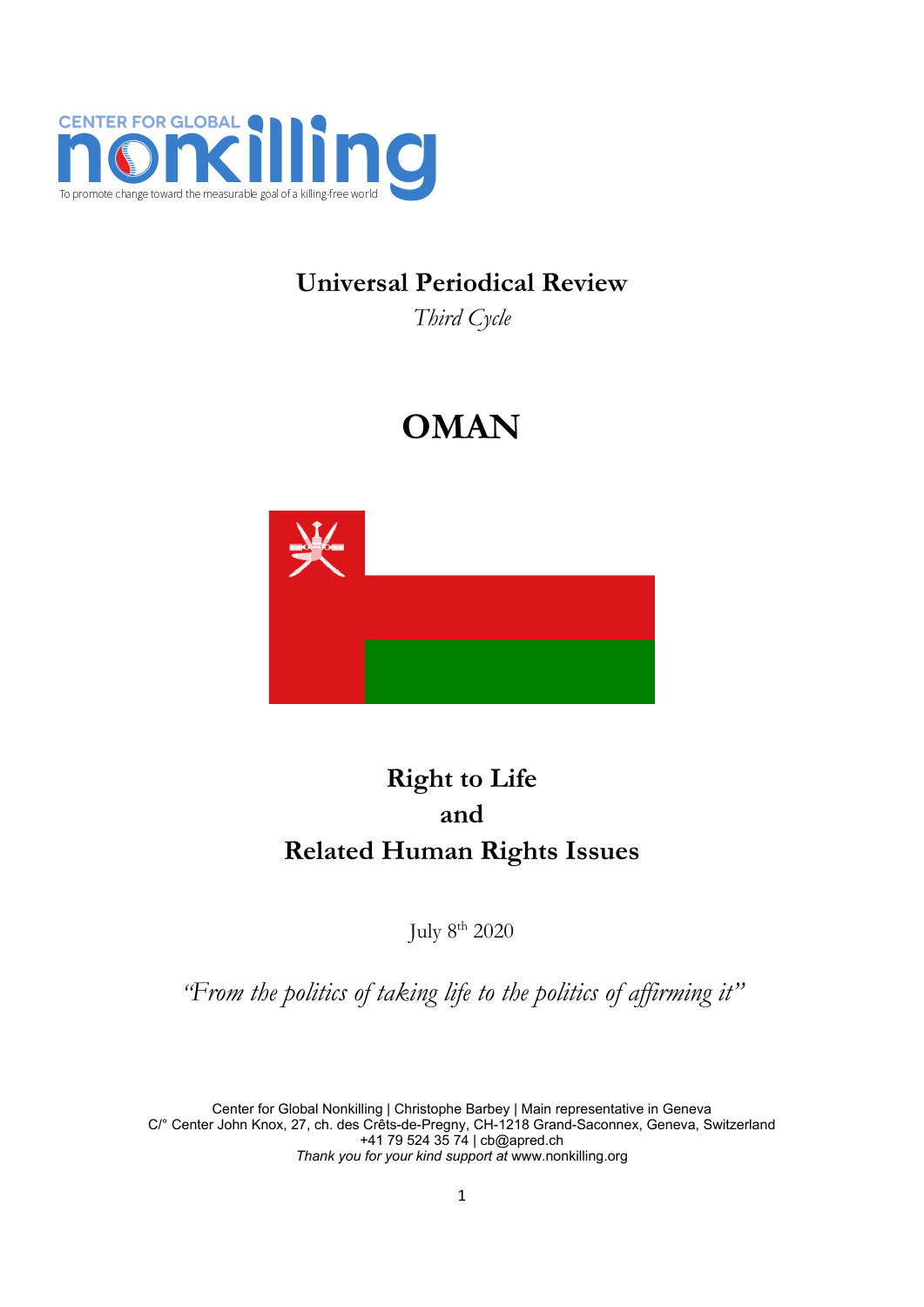CENTER FOR GLOBAL **nonkilling**

To promote change toward the measurable goal of a killing-free world

# Universal Periodical Review

*Third Cycle*

# OMAN

# Right to Life and Related Human Rights Issues

July 8th 2020

*"From the politics of taking life to the politics of affirming it"*

Center for Global Nonkilling | Christophe Barbey | Main representative in Geneva
C/° Center John Knox, 27, ch. des Crêts-de-Pregny, CH-1218 Grand-Saconnex, Geneva, Switzerland
+41 79 524 35 74 | cb@apred.ch
*Thank you for your kind support at* www.nonkilling.org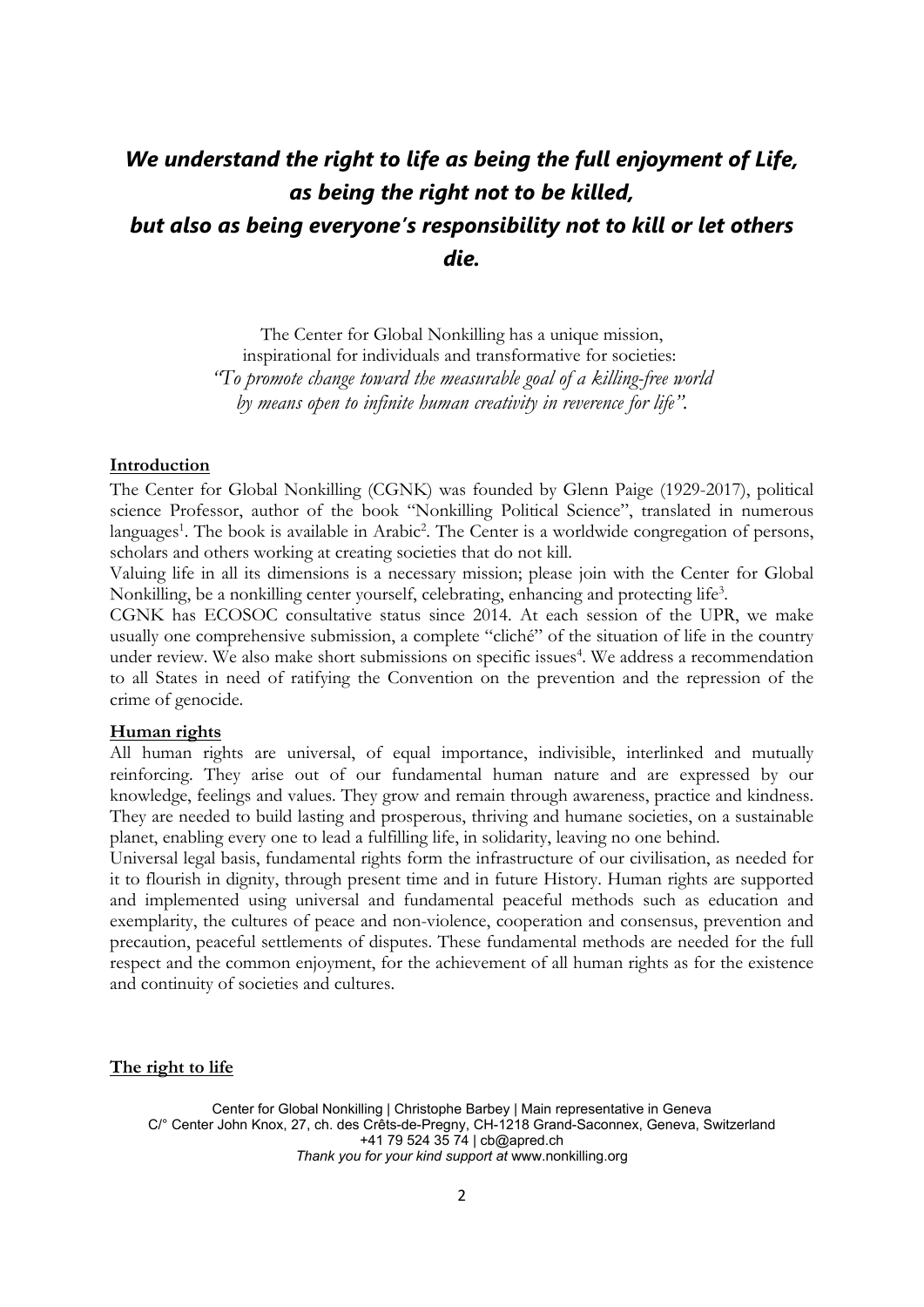***We understand the right to life as being the full enjoyment of Life, as being the right not to be killed, but also as being everyone's responsibility not to kill or let others die.***

The Center for Global Nonkilling has a unique mission,
inspirational for individuals and transformative for societies:
*"To promote change toward the measurable goal of a killing-free world by means open to infinite human creativity in reverence for life".*

**Introduction**

The Center for Global Nonkilling (CGNK) was founded by Glenn Paige (1929-2017), political science Professor, author of the book "Nonkilling Political Science", translated in numerous languages[1]. The book is available in Arabic[2]. The Center is a worldwide congregation of persons, scholars and others working at creating societies that do not kill.

Valuing life in all its dimensions is a necessary mission; please join with the Center for Global Nonkilling, be a nonkilling center yourself, celebrating, enhancing and protecting life[3].

CGNK has ECOSOC consultative status since 2014. At each session of the UPR, we make usually one comprehensive submission, a complete "cliché" of the situation of life in the country under review. We also make short submissions on specific issues[4]. We address a recommendation to all States in need of ratifying the Convention on the prevention and the repression of the crime of genocide.

**Human rights**

All human rights are universal, of equal importance, indivisible, interlinked and mutually reinforcing. They arise out of our fundamental human nature and are expressed by our knowledge, feelings and values. They grow and remain through awareness, practice and kindness. They are needed to build lasting and prosperous, thriving and humane societies, on a sustainable planet, enabling every one to lead a fulfilling life, in solidarity, leaving no one behind.

Universal legal basis, fundamental rights form the infrastructure of our civilisation, as needed for it to flourish in dignity, through present time and in future History. Human rights are supported and implemented using universal and fundamental peaceful methods such as education and exemplarity, the cultures of peace and non-violence, cooperation and consensus, prevention and precaution, peaceful settlements of disputes. These fundamental methods are needed for the full respect and the common enjoyment, for the achievement of all human rights as for the existence and continuity of societies and cultures.

**The right to life**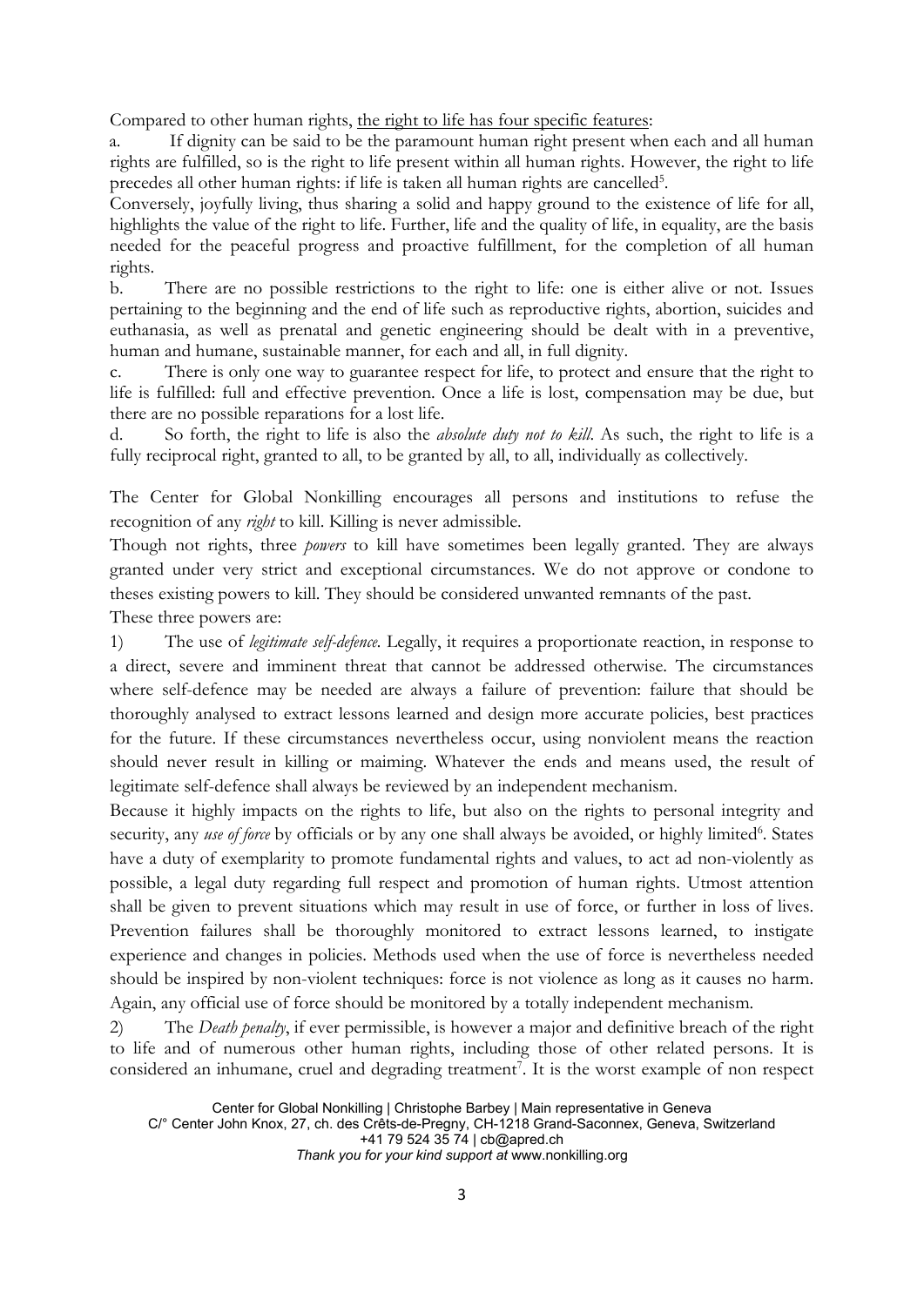Compared to other human rights, <u>the right to life has four specific features</u>:

a. If dignity can be said to be the paramount human right present when each and all human rights are fulfilled, so is the right to life present within all human rights. However, the right to life precedes all other human rights: if life is taken all human rights are cancelled[5].

Conversely, joyfully living, thus sharing a solid and happy ground to the existence of life for all, highlights the value of the right to life. Further, life and the quality of life, in equality, are the basis needed for the peaceful progress and proactive fulfillment, for the completion of all human rights.

b. There are no possible restrictions to the right to life: one is either alive or not. Issues pertaining to the beginning and the end of life such as reproductive rights, abortion, suicides and euthanasia, as well as prenatal and genetic engineering should be dealt with in a preventive, human and humane, sustainable manner, for each and all, in full dignity.

c. There is only one way to guarantee respect for life, to protect and ensure that the right to life is fulfilled: full and effective prevention. Once a life is lost, compensation may be due, but there are no possible reparations for a lost life.

d. So forth, the right to life is also the *absolute duty not to kill*. As such, the right to life is a fully reciprocal right, granted to all, to be granted by all, to all, individually as collectively.

The Center for Global Nonkilling encourages all persons and institutions to refuse the recognition of any *right* to kill. Killing is never admissible.

Though not rights, three *powers* to kill have sometimes been legally granted. They are always granted under very strict and exceptional circumstances. We do not approve or condone to theses existing powers to kill. They should be considered unwanted remnants of the past.

These three powers are:

1) The use of *legitimate self-defence*. Legally, it requires a proportionate reaction, in response to a direct, severe and imminent threat that cannot be addressed otherwise. The circumstances where self-defence may be needed are always a failure of prevention: failure that should be thoroughly analysed to extract lessons learned and design more accurate policies, best practices for the future. If these circumstances nevertheless occur, using nonviolent means the reaction should never result in killing or maiming. Whatever the ends and means used, the result of legitimate self-defence shall always be reviewed by an independent mechanism.

Because it highly impacts on the rights to life, but also on the rights to personal integrity and security, any *use of force* by officials or by any one shall always be avoided, or highly limited[6]. States have a duty of exemplarity to promote fundamental rights and values, to act ad non-violently as possible, a legal duty regarding full respect and promotion of human rights. Utmost attention shall be given to prevent situations which may result in use of force, or further in loss of lives. Prevention failures shall be thoroughly monitored to extract lessons learned, to instigate experience and changes in policies. Methods used when the use of force is nevertheless needed should be inspired by non-violent techniques: force is not violence as long as it causes no harm. Again, any official use of force should be monitored by a totally independent mechanism.

2) The *Death penalty*, if ever permissible, is however a major and definitive breach of the right to life and of numerous other human rights, including those of other related persons. It is considered an inhumane, cruel and degrading treatment[7]. It is the worst example of non respect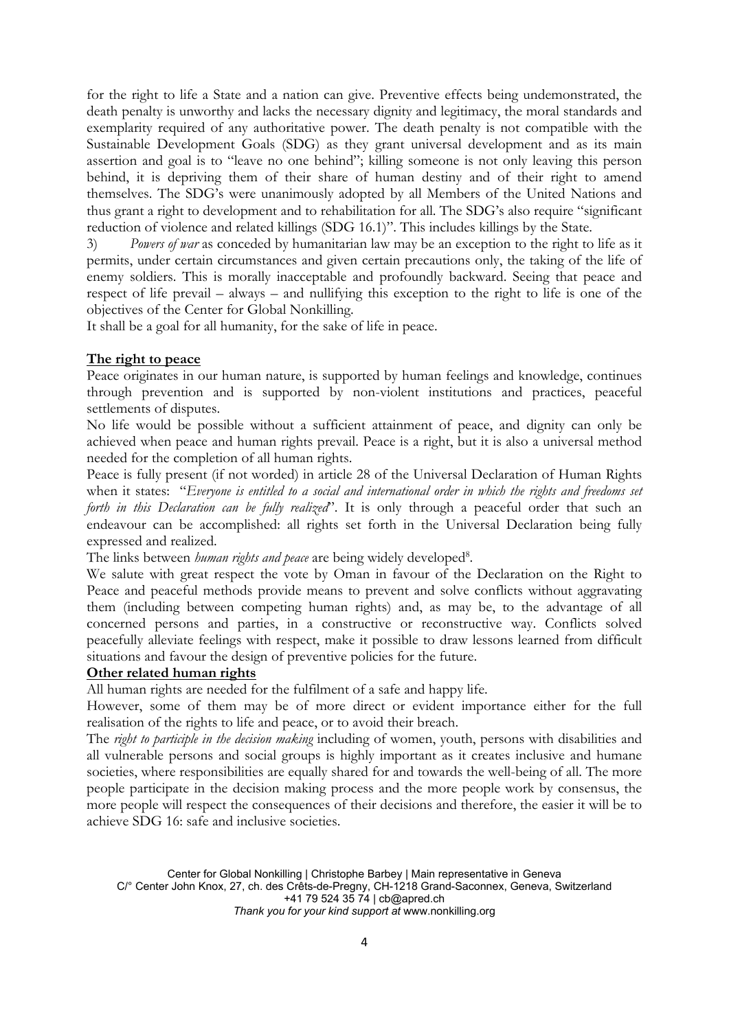for the right to life a State and a nation can give. Preventive effects being undemonstrated, the death penalty is unworthy and lacks the necessary dignity and legitimacy, the moral standards and exemplarity required of any authoritative power. The death penalty is not compatible with the Sustainable Development Goals (SDG) as they grant universal development and as its main assertion and goal is to "leave no one behind"; killing someone is not only leaving this person behind, it is depriving them of their share of human destiny and of their right to amend themselves. The SDG's were unanimously adopted by all Members of the United Nations and thus grant a right to development and to rehabilitation for all. The SDG's also require "significant reduction of violence and related killings (SDG 16.1)". This includes killings by the State.

3) *Powers of war* as conceded by humanitarian law may be an exception to the right to life as it permits, under certain circumstances and given certain precautions only, the taking of the life of enemy soldiers. This is morally inacceptable and profoundly backward. Seeing that peace and respect of life prevail – always – and nullifying this exception to the right to life is one of the objectives of the Center for Global Nonkilling.

It shall be a goal for all humanity, for the sake of life in peace.

**The right to peace**

Peace originates in our human nature, is supported by human feelings and knowledge, continues through prevention and is supported by non-violent institutions and practices, peaceful settlements of disputes.

No life would be possible without a sufficient attainment of peace, and dignity can only be achieved when peace and human rights prevail. Peace is a right, but it is also a universal method needed for the completion of all human rights.

Peace is fully present (if not worded) in article 28 of the Universal Declaration of Human Rights when it states: "*Everyone is entitled to a social and international order in which the rights and freedoms set forth in this Declaration can be fully realized*". It is only through a peaceful order that such an endeavour can be accomplished: all rights set forth in the Universal Declaration being fully expressed and realized.

The links between *human rights and peace* are being widely developed[8].

We salute with great respect the vote by Oman in favour of the Declaration on the Right to Peace and peaceful methods provide means to prevent and solve conflicts without aggravating them (including between competing human rights) and, as may be, to the advantage of all concerned persons and parties, in a constructive or reconstructive way. Conflicts solved peacefully alleviate feelings with respect, make it possible to draw lessons learned from difficult situations and favour the design of preventive policies for the future.

**Other related human rights**

All human rights are needed for the fulfilment of a safe and happy life.

However, some of them may be of more direct or evident importance either for the full realisation of the rights to life and peace, or to avoid their breach.

The *right to participle in the decision making* including of women, youth, persons with disabilities and all vulnerable persons and social groups is highly important as it creates inclusive and humane societies, where responsibilities are equally shared for and towards the well-being of all. The more people participate in the decision making process and the more people work by consensus, the more people will respect the consequences of their decisions and therefore, the easier it will be to achieve SDG 16: safe and inclusive societies.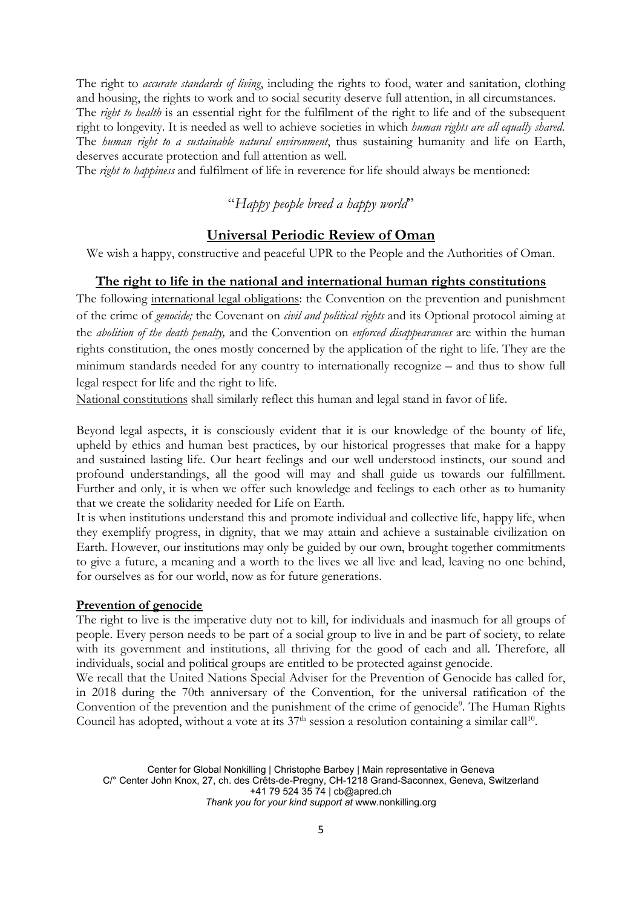The right to *accurate standards of living*, including the rights to food, water and sanitation, clothing and housing, the rights to work and to social security deserve full attention, in all circumstances.
The *right to health* is an essential right for the fulfilment of the right to life and of the subsequent right to longevity. It is needed as well to achieve societies in which *human rights are all equally shared*.
The *human right to a sustainable natural environment*, thus sustaining humanity and life on Earth, deserves accurate protection and full attention as well.
The *right to happiness* and fulfilment of life in reverence for life should always be mentioned:

"*Happy people breed a happy world*"

## Universal Periodic Review of Oman

We wish a happy, constructive and peaceful UPR to the People and the Authorities of Oman.

### The right to life in the national and international human rights constitutions

The following international legal obligations: the Convention on the prevention and punishment of the crime of *genocide;* the Covenant on *civil and political rights* and its Optional protocol aiming at the *abolition of the death penalty,* and the Convention on *enforced disappearances* are within the human rights constitution, the ones mostly concerned by the application of the right to life. They are the minimum standards needed for any country to internationally recognize – and thus to show full legal respect for life and the right to life.

National constitutions shall similarly reflect this human and legal stand in favor of life.

Beyond legal aspects, it is consciously evident that it is our knowledge of the bounty of life, upheld by ethics and human best practices, by our historical progresses that make for a happy and sustained lasting life. Our heart feelings and our well understood instincts, our sound and profound understandings, all the good will may and shall guide us towards our fulfillment. Further and only, it is when we offer such knowledge and feelings to each other as to humanity that we create the solidarity needed for Life on Earth.
It is when institutions understand this and promote individual and collective life, happy life, when they exemplify progress, in dignity, that we may attain and achieve a sustainable civilization on Earth. However, our institutions may only be guided by our own, brought together commitments to give a future, a meaning and a worth to the lives we all live and lead, leaving no one behind, for ourselves as for our world, now as for future generations.

**Prevention of genocide**

The right to live is the imperative duty not to kill, for individuals and inasmuch for all groups of people. Every person needs to be part of a social group to live in and be part of society, to relate with its government and institutions, all thriving for the good of each and all. Therefore, all individuals, social and political groups are entitled to be protected against genocide.
We recall that the United Nations Special Adviser for the Prevention of Genocide has called for, in 2018 during the 70th anniversary of the Convention, for the universal ratification of the Convention of the prevention and the punishment of the crime of genocide[9]. The Human Rights Council has adopted, without a vote at its 37th session a resolution containing a similar call[10].

Center for Global Nonkilling | Christophe Barbey | Main representative in Geneva
C/° Center John Knox, 27, ch. des Crêts-de-Pregny, CH-1218 Grand-Saconnex, Geneva, Switzerland
+41 79 524 35 74 | cb@apred.ch
*Thank you for your kind support at* www.nonkilling.org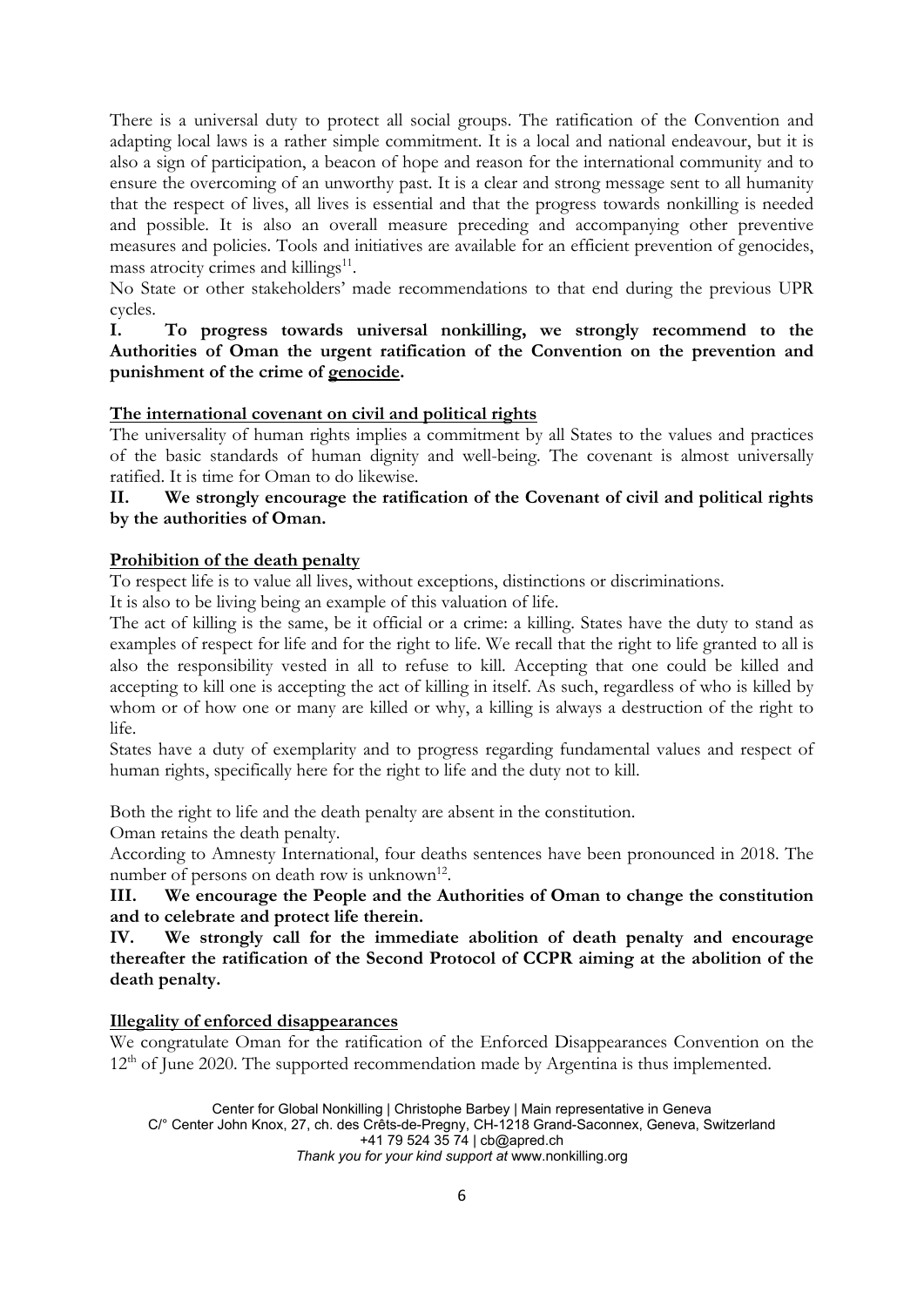There is a universal duty to protect all social groups. The ratification of the Convention and adapting local laws is a rather simple commitment. It is a local and national endeavour, but it is also a sign of participation, a beacon of hope and reason for the international community and to ensure the overcoming of an unworthy past. It is a clear and strong message sent to all humanity that the respect of lives, all lives is essential and that the progress towards nonkilling is needed and possible. It is also an overall measure preceding and accompanying other preventive measures and policies. Tools and initiatives are available for an efficient prevention of genocides, mass atrocity crimes and killings[11].

No State or other stakeholders' made recommendations to that end during the previous UPR cycles.

**I. To progress towards universal nonkilling, we strongly recommend to the Authorities of Oman the urgent ratification of the Convention on the prevention and punishment of the crime of genocide.**

## The international covenant on civil and political rights

The universality of human rights implies a commitment by all States to the values and practices of the basic standards of human dignity and well-being. The covenant is almost universally ratified. It is time for Oman to do likewise.

**II. We strongly encourage the ratification of the Covenant of civil and political rights by the authorities of Oman.**

## Prohibition of the death penalty

To respect life is to value all lives, without exceptions, distinctions or discriminations.

It is also to be living being an example of this valuation of life.

The act of killing is the same, be it official or a crime: a killing. States have the duty to stand as examples of respect for life and for the right to life. We recall that the right to life granted to all is also the responsibility vested in all to refuse to kill. Accepting that one could be killed and accepting to kill one is accepting the act of killing in itself. As such, regardless of who is killed by whom or of how one or many are killed or why, a killing is always a destruction of the right to life.

States have a duty of exemplarity and to progress regarding fundamental values and respect of human rights, specifically here for the right to life and the duty not to kill.

Both the right to life and the death penalty are absent in the constitution.

Oman retains the death penalty.

According to Amnesty International, four deaths sentences have been pronounced in 2018. The number of persons on death row is unknown[12].

**III. We encourage the People and the Authorities of Oman to change the constitution and to celebrate and protect life therein.**

**IV. We strongly call for the immediate abolition of death penalty and encourage thereafter the ratification of the Second Protocol of CCPR aiming at the abolition of the death penalty.**

## Illegality of enforced disappearances

We congratulate Oman for the ratification of the Enforced Disappearances Convention on the 12th of June 2020. The supported recommendation made by Argentina is thus implemented.

Center for Global Nonkilling | Christophe Barbey | Main representative in Geneva
C/° Center John Knox, 27, ch. des Crêts-de-Pregny, CH-1218 Grand-Saconnex, Geneva, Switzerland
+41 79 524 35 74 | cb@apred.ch
*Thank you for your kind support at* www.nonkilling.org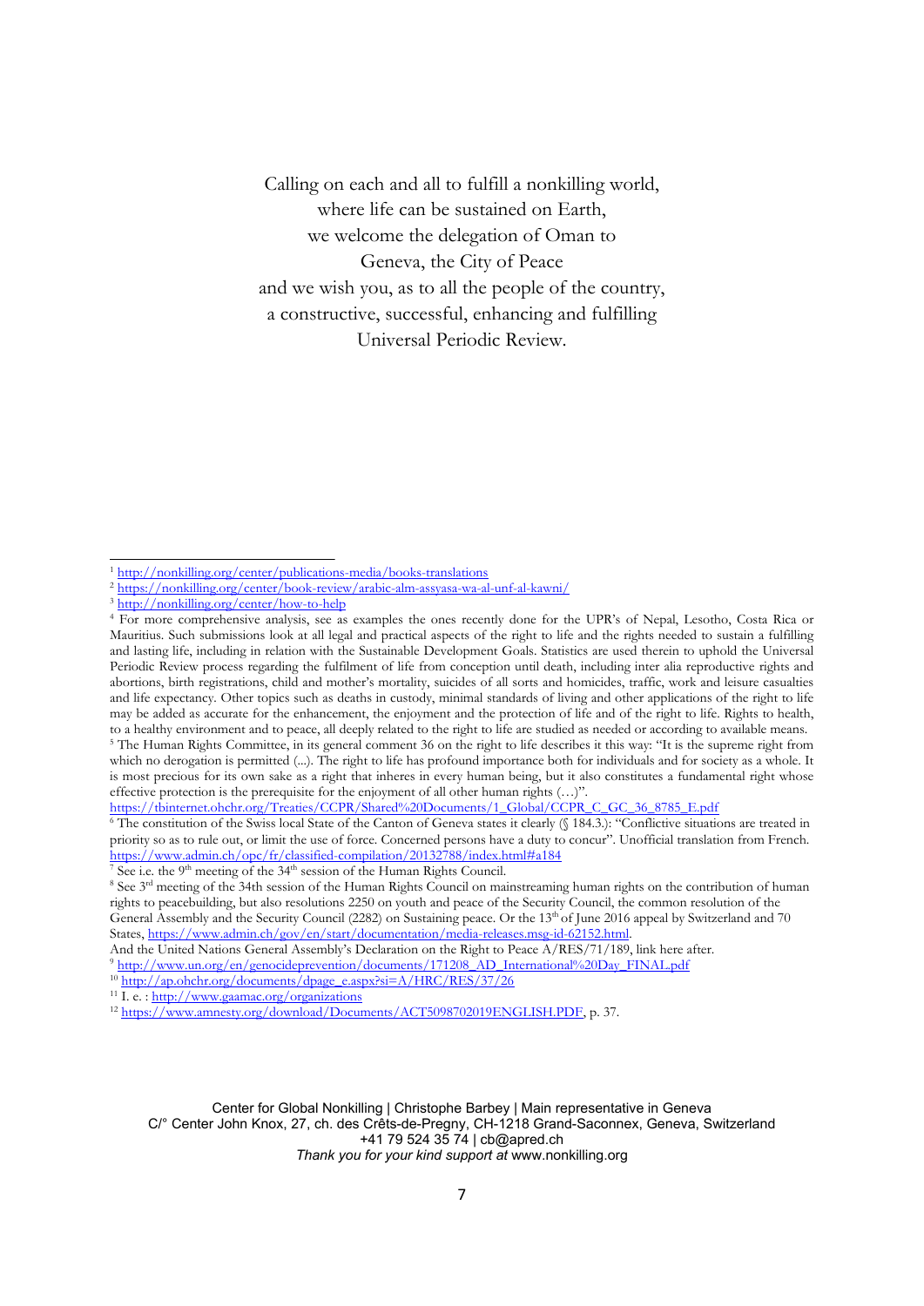Calling on each and all to fulfill a nonkilling world,
where life can be sustained on Earth,
we welcome the delegation of Oman to
Geneva, the City of Peace
and we wish you, as to all the people of the country,
a constructive, successful, enhancing and fulfilling
Universal Periodic Review.

---

[1] http://nonkilling.org/center/publications-media/books-translations

[2] https://nonkilling.org/center/book-review/arabic-alm-assyasa-wa-al-unf-al-kawni/

[3] http://nonkilling.org/center/how-to-help

[4] For more comprehensive analysis, see as examples the ones recently done for the UPR's of Nepal, Lesotho, Costa Rica or Mauritius. Such submissions look at all legal and practical aspects of the right to life and the rights needed to sustain a fulfilling and lasting life, including in relation with the Sustainable Development Goals. Statistics are used therein to uphold the Universal Periodic Review process regarding the fulfilment of life from conception until death, including inter alia reproductive rights and abortions, birth registrations, child and mother's mortality, suicides of all sorts and homicides, traffic, work and leisure casualties and life expectancy. Other topics such as deaths in custody, minimal standards of living and other applications of the right to life may be added as accurate for the enhancement, the enjoyment and the protection of life and of the right to life. Rights to health, to a healthy environment and to peace, all deeply related to the right to life are studied as needed or according to available means.

[5] The Human Rights Committee, in its general comment 36 on the right to life describes it this way: "It is the supreme right from which no derogation is permitted (...). The right to life has profound importance both for individuals and for society as a whole. It is most precious for its own sake as a right that inheres in every human being, but it also constitutes a fundamental right whose effective protection is the prerequisite for the enjoyment of all other human rights (…)". https://tbinternet.ohchr.org/Treaties/CCPR/Shared%20Documents/1_Global/CCPR_C_GC_36_8785_E.pdf

[6] The constitution of the Swiss local State of the Canton of Geneva states it clearly (§ 184.3.): "Conflictive situations are treated in priority so as to rule out, or limit the use of force. Concerned persons have a duty to concur". Unofficial translation from French. https://www.admin.ch/opc/fr/classified-compilation/20132788/index.html#a184

[7] See i.e. the 9th meeting of the 34th session of the Human Rights Council.

[8] See 3rd meeting of the 34th session of the Human Rights Council on mainstreaming human rights on the contribution of human rights to peacebuilding, but also resolutions 2250 on youth and peace of the Security Council, the common resolution of the General Assembly and the Security Council (2282) on Sustaining peace. Or the 13th of June 2016 appeal by Switzerland and 70 States, https://www.admin.ch/gov/en/start/documentation/media-releases.msg-id-62152.html.
And the United Nations General Assembly's Declaration on the Right to Peace A/RES/71/189, link here after.

[9] http://www.un.org/en/genocideprevention/documents/171208_AD_International%20Day_FINAL.pdf

[10] http://ap.ohchr.org/documents/dpage_e.aspx?si=A/HRC/RES/37/26

[11] I. e. : http://www.gaamac.org/organizations

[12] https://www.amnesty.org/download/Documents/ACT5098702019ENGLISH.PDF, p. 37.

Center for Global Nonkilling | Christophe Barbey | Main representative in Geneva
C/° Center John Knox, 27, ch. des Crêts-de-Pregny, CH-1218 Grand-Saconnex, Geneva, Switzerland
+41 79 524 35 74 | cb@apred.ch
*Thank you for your kind support at* www.nonkilling.org